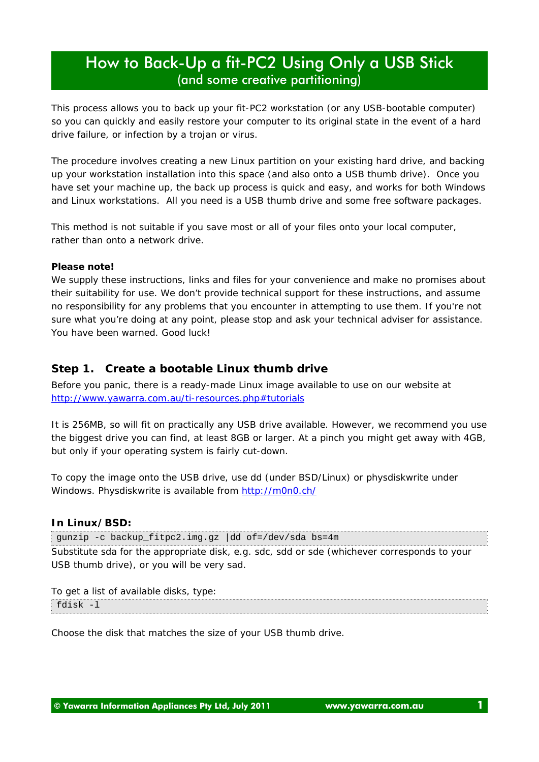# How to Back-Up a fit-PC2 Using Only a USB Stick
(and some creative partitioning)

This process allows you to back up your fit-PC2 workstation (or any USB-bootable computer) so you can quickly and easily restore your computer to its original state in the event of a hard drive failure, or infection by a trojan or virus.

The procedure involves creating a new Linux partition on your existing hard drive, and backing up your workstation installation into this space (and also onto a USB thumb drive). Once you have set your machine up, the back up process is quick and easy, and works for both Windows and Linux workstations. All you need is a USB thumb drive and some free software packages.

This method is not suitable if you save most or all of your files onto your local computer, rather than onto a network drive.

**Please note!**
We supply these instructions, links and files for your convenience and make no promises about their suitability for use. We don't provide technical support for these instructions, and assume no responsibility for any problems that you encounter in attempting to use them. If you're not sure what you're doing at any point, please stop and ask your technical adviser for assistance. You have been warned. Good luck!

## Step 1. Create a bootable Linux thumb drive

Before you panic, there is a ready-made Linux image available to use on our website at [http://www.yawarra.com.au/ti-resources.php#tutorials](http://www.yawarra.com.au/ti-resources.php#tutorials)

It is 256MB, so will fit on practically any USB drive available. However, we recommend you use the biggest drive you can find, at least 8GB or larger. At a pinch you might get away with 4GB, but only if your operating system is fairly cut-down.

To copy the image onto the USB drive, use dd (under BSD/Linux) or physdiskwrite under Windows. Physdiskwrite is available from [http://m0n0.ch/](http://m0n0.ch/)

**In Linux/BSD:**

```
gunzip -c backup_fitpc2.img.gz |dd of=/dev/sda bs=4m
```

Substitute sda for the appropriate disk, e.g. sdc, sdd or sde (whichever corresponds to your USB thumb drive), or you will be very sad.

To get a list of available disks, type:

```
fdisk -l
```

Choose the disk that matches the size of your USB thumb drive.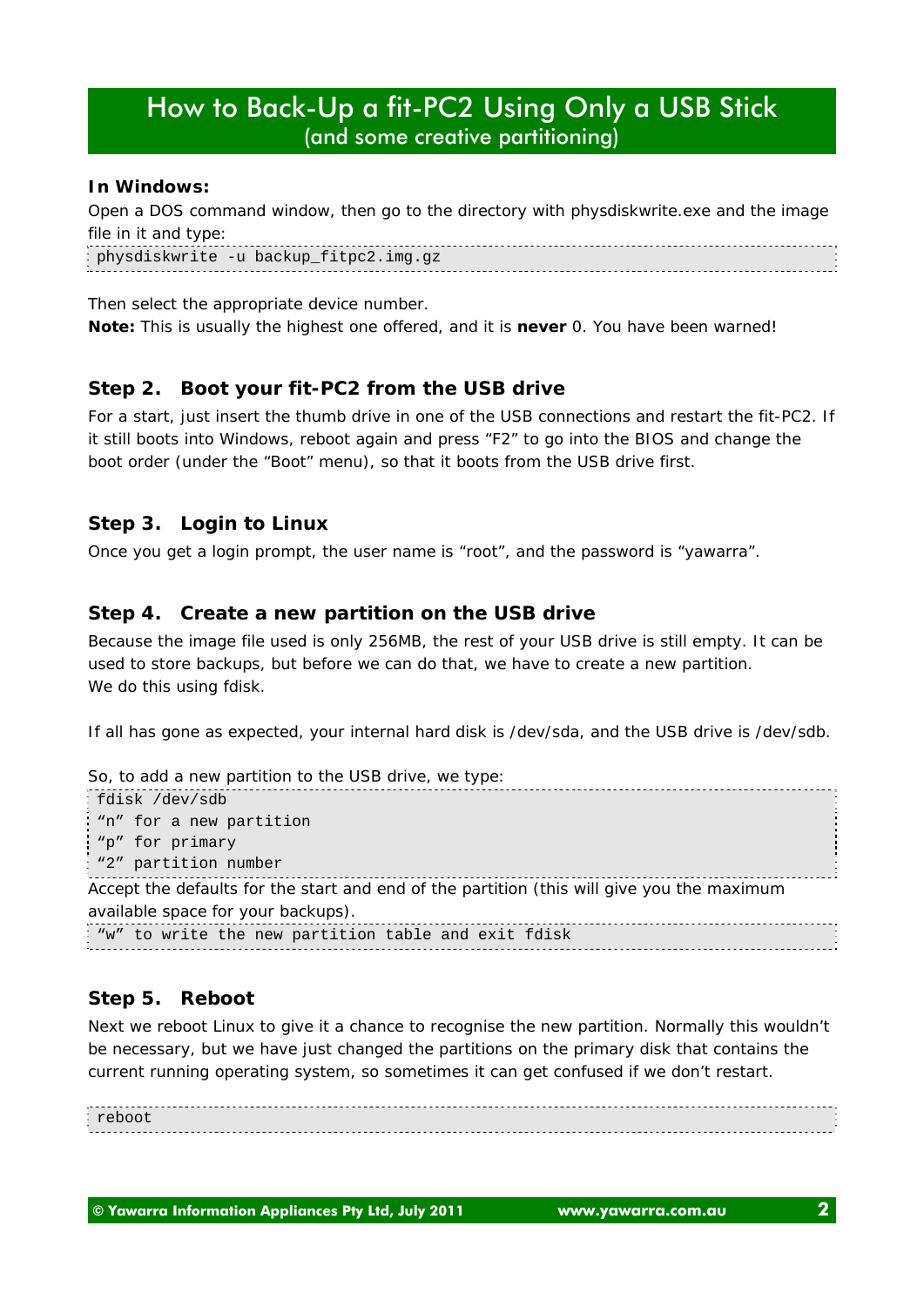# How to Back-Up a fit-PC2 Using Only a USB Stick
(and some creative partitioning)

**In Windows:**

Open a DOS command window, then go to the directory with physdiskwrite.exe and the image file in it and type:

```
physdiskwrite -u backup_fitpc2.img.gz
```

Then select the appropriate device number.
**Note:** This is usually the highest one offered, and it is **never** 0. You have been warned!

### Step 2. Boot your fit-PC2 from the USB drive

For a start, just insert the thumb drive in one of the USB connections and restart the fit-PC2. If it still boots into Windows, reboot again and press "F2" to go into the BIOS and change the boot order (under the "Boot" menu), so that it boots from the USB drive first.

### Step 3. Login to Linux

Once you get a login prompt, the user name is "root", and the password is "yawarra".

### Step 4. Create a new partition on the USB drive

Because the image file used is only 256MB, the rest of your USB drive is still empty. It can be used to store backups, but before we can do that, we have to create a new partition.
We do this using fdisk.

If all has gone as expected, your internal hard disk is /dev/sda, and the USB drive is /dev/sdb.

So, to add a new partition to the USB drive, we type:

```
fdisk /dev/sdb
"n" for a new partition
"p" for primary
"2" partition number
```

Accept the defaults for the start and end of the partition (this will give you the maximum available space for your backups).

```
"w" to write the new partition table and exit fdisk
```

### Step 5. Reboot

Next we reboot Linux to give it a chance to recognise the new partition. Normally this wouldn't be necessary, but we have just changed the partitions on the primary disk that contains the current running operating system, so sometimes it can get confused if we don't restart.

```
reboot
```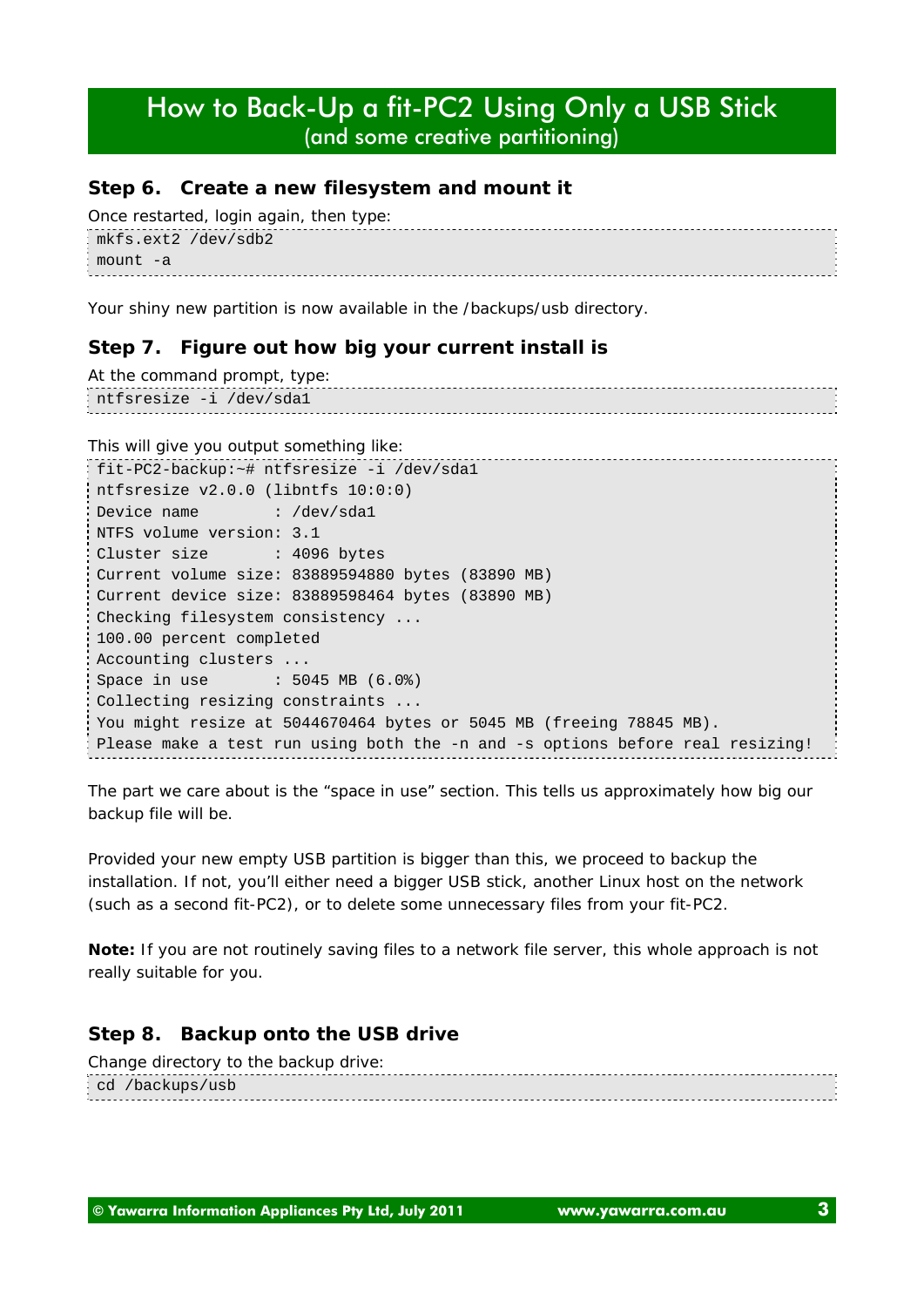## Step 6. Create a new filesystem and mount it

Once restarted, login again, then type:

```
mkfs.ext2 /dev/sdb2
mount -a
```

Your shiny new partition is now available in the /backups/usb directory.

## Step 7. Figure out how big your current install is

At the command prompt, type:

```
ntfsresize -i /dev/sda1
```

This will give you output something like:

```
fit-PC2-backup:~# ntfsresize -i /dev/sda1
ntfsresize v2.0.0 (libntfs 10:0:0)
Device name        : /dev/sda1
NTFS volume version: 3.1
Cluster size       : 4096 bytes
Current volume size: 83889594880 bytes (83890 MB)
Current device size: 83889598464 bytes (83890 MB)
Checking filesystem consistency ...
100.00 percent completed
Accounting clusters ...
Space in use       : 5045 MB (6.0%)
Collecting resizing constraints ...
You might resize at 5044670464 bytes or 5045 MB (freeing 78845 MB).
Please make a test run using both the -n and -s options before real resizing!
```

The part we care about is the "space in use" section. This tells us approximately how big our backup file will be.

Provided your new empty USB partition is bigger than this, we proceed to backup the installation. If not, you'll either need a bigger USB stick, another Linux host on the network (such as a second fit-PC2), or to delete some unnecessary files from your fit-PC2.

**Note:** If you are not routinely saving files to a network file server, this whole approach is not really suitable for you.

## Step 8. Backup onto the USB drive

Change directory to the backup drive:

```
cd /backups/usb
```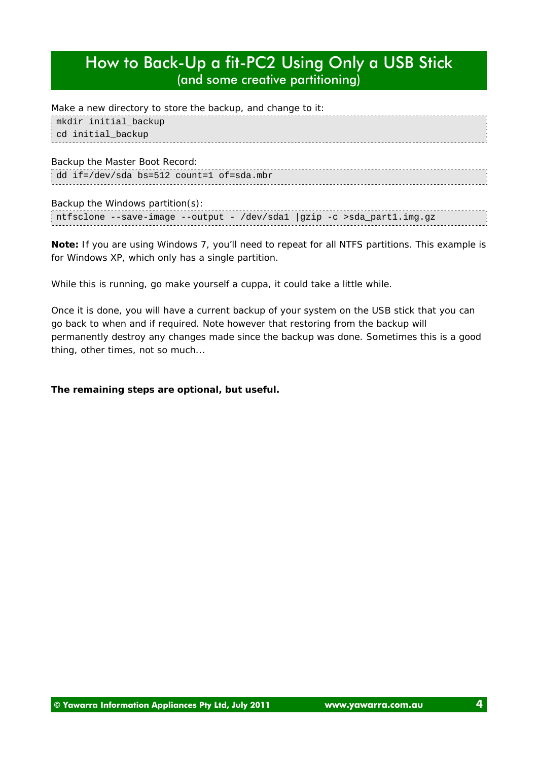Make a new directory to store the backup, and change to it:

```
mkdir initial_backup
cd initial_backup
```

Backup the Master Boot Record:

```
dd if=/dev/sda bs=512 count=1 of=sda.mbr
```

Backup the Windows partition(s):

```
ntfsclone --save-image --output - /dev/sda1 |gzip -c >sda_part1.img.gz
```

**Note:** If you are using Windows 7, you'll need to repeat for all NTFS partitions. This example is for Windows XP, which only has a single partition.

While this is running, go make yourself a cuppa, it could take a little while.

Once it is done, you will have a current backup of your system on the USB stick that you can go back to when and if required. Note however that restoring from the backup will permanently destroy any changes made since the backup was done. Sometimes this is a good thing, other times, not so much...

**The remaining steps are optional, but useful.**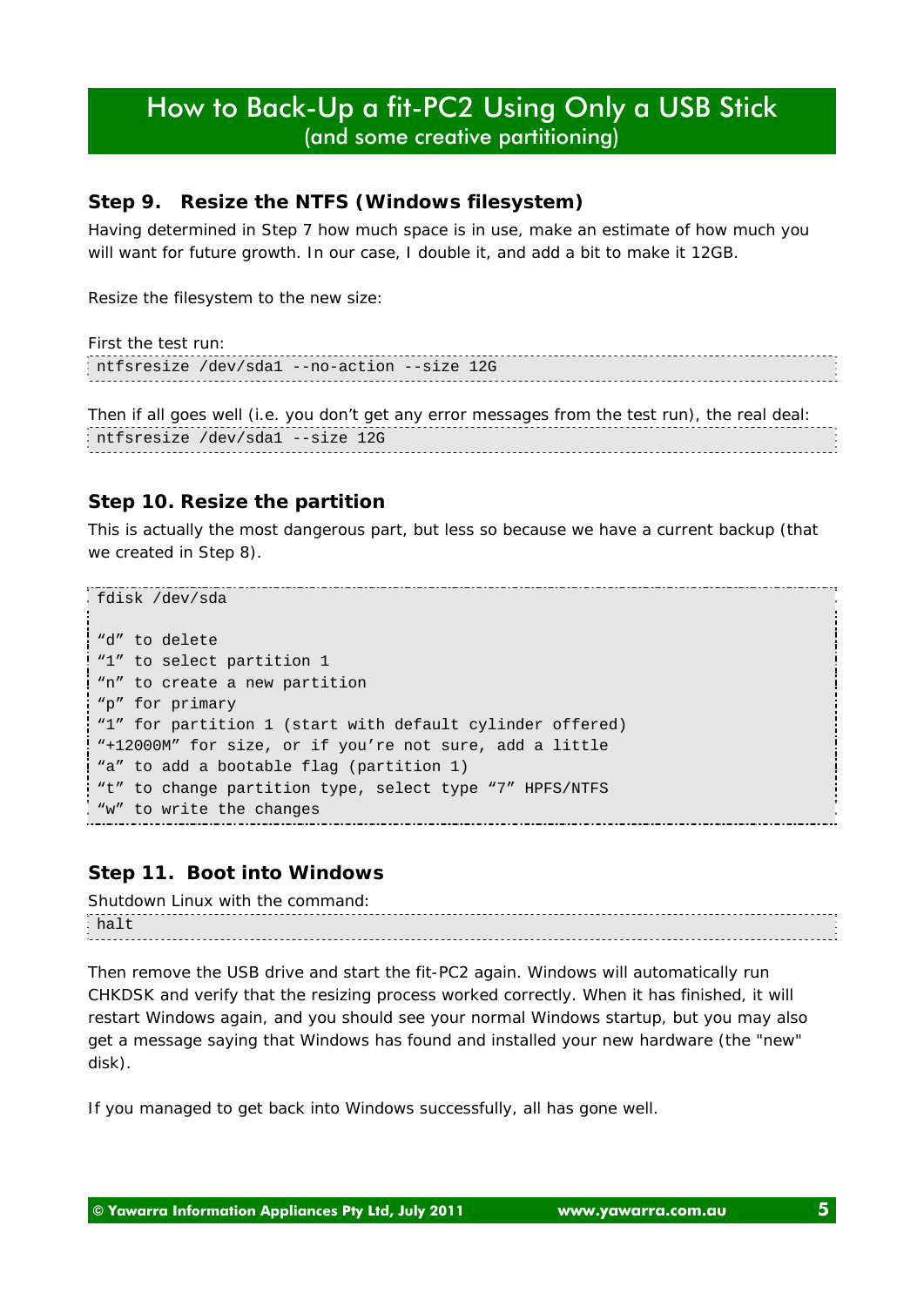## Step 9. Resize the NTFS (Windows filesystem)

Having determined in Step 7 how much space is in use, make an estimate of how much you will want for future growth. In our case, I double it, and add a bit to make it 12GB.

Resize the filesystem to the new size:

First the test run:

```
ntfsresize /dev/sda1 --no-action --size 12G
```

Then if all goes well (i.e. you don't get any error messages from the test run), the real deal:

```
ntfsresize /dev/sda1 --size 12G
```

## Step 10. Resize the partition

This is actually the most dangerous part, but less so because we have a current backup (that we created in Step 8).

```
fdisk /dev/sda

"d" to delete
"1" to select partition 1
"n" to create a new partition
"p" for primary
"1" for partition 1 (start with default cylinder offered)
"+12000M" for size, or if you're not sure, add a little
"a" to add a bootable flag (partition 1)
"t" to change partition type, select type "7" HPFS/NTFS
"w" to write the changes
```

## Step 11. Boot into Windows

Shutdown Linux with the command:

```
halt
```

Then remove the USB drive and start the fit-PC2 again. Windows will automatically run CHKDSK and verify that the resizing process worked correctly. When it has finished, it will restart Windows again, and you should see your normal Windows startup, but you may also get a message saying that Windows has found and installed your new hardware (the "new" disk).

If you managed to get back into Windows successfully, all has gone well.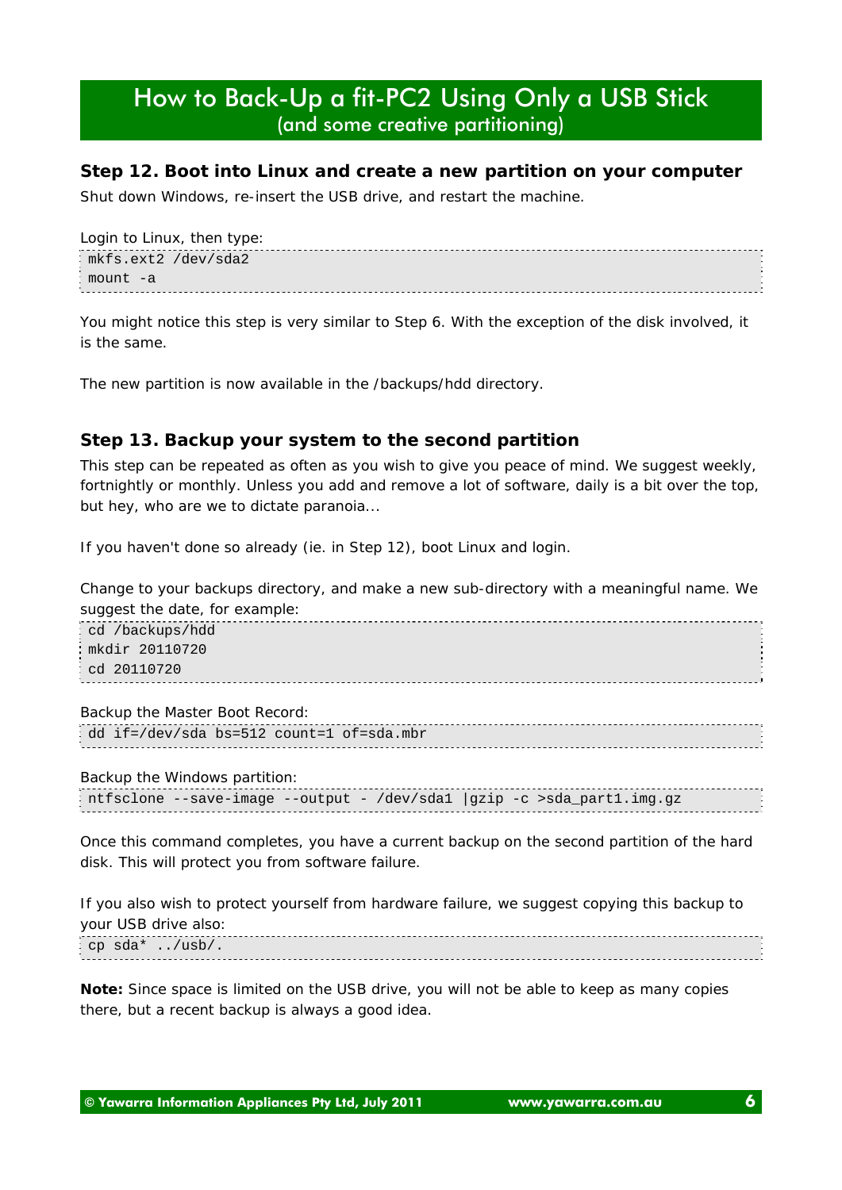## Step 12. Boot into Linux and create a new partition on your computer

Shut down Windows, re-insert the USB drive, and restart the machine.

Login to Linux, then type:

```
mkfs.ext2 /dev/sda2
mount -a
```

You might notice this step is very similar to Step 6. With the exception of the disk involved, it is the same.

The new partition is now available in the /backups/hdd directory.

## Step 13. Backup your system to the second partition

This step can be repeated as often as you wish to give you peace of mind. We suggest weekly, fortnightly or monthly. Unless you add and remove a lot of software, daily is a bit over the top, but hey, who are we to dictate paranoia...

If you haven't done so already (ie. in Step 12), boot Linux and login.

Change to your backups directory, and make a new sub-directory with a meaningful name. We suggest the date, for example:

```
cd /backups/hdd
mkdir 20110720
cd 20110720
```

Backup the Master Boot Record:

```
dd if=/dev/sda bs=512 count=1 of=sda.mbr
```

Backup the Windows partition:

```
ntfsclone --save-image --output - /dev/sda1 |gzip -c >sda_part1.img.gz
```

Once this command completes, you have a current backup on the second partition of the hard disk. This will protect you from software failure.

If you also wish to protect yourself from hardware failure, we suggest copying this backup to your USB drive also:

```
cp sda* ../usb/.
```

**Note:** Since space is limited on the USB drive, you will not be able to keep as many copies there, but a recent backup is always a good idea.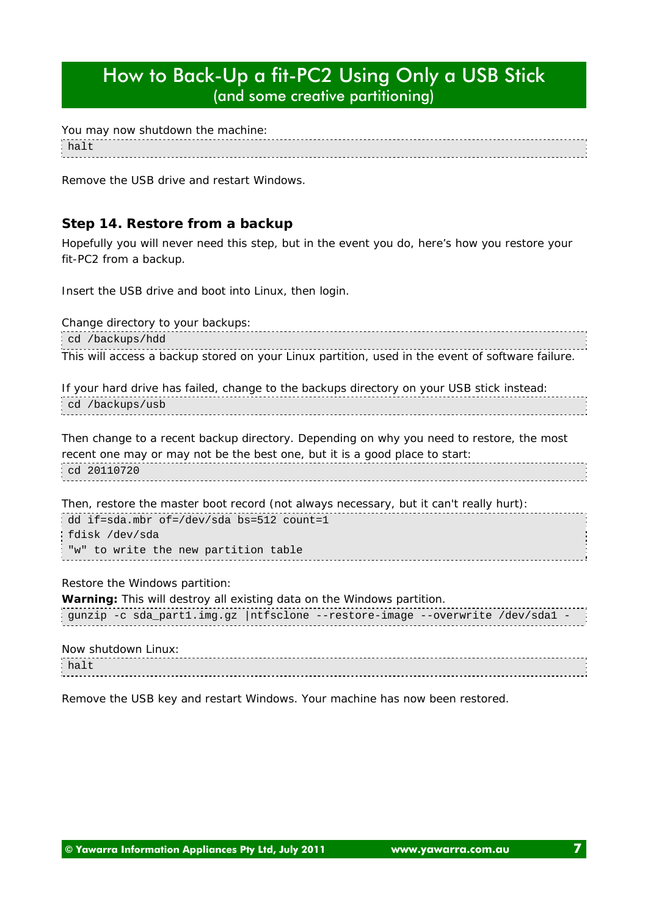You may now shutdown the machine:

```
halt
```

Remove the USB drive and restart Windows.

### Step 14. Restore from a backup

Hopefully you will never need this step, but in the event you do, here's how you restore your fit-PC2 from a backup.

Insert the USB drive and boot into Linux, then login.

Change directory to your backups:

```
cd /backups/hdd
```

This will access a backup stored on your Linux partition, used in the event of software failure.

If your hard drive has failed, change to the backups directory on your USB stick instead:

```
cd /backups/usb
```

Then change to a recent backup directory. Depending on why you need to restore, the most recent one may or may not be the best one, but it is a good place to start:

```
cd 20110720
```

Then, restore the master boot record (not always necessary, but it can't really hurt):

```
dd if=sda.mbr of=/dev/sda bs=512 count=1
fdisk /dev/sda
"w" to write the new partition table
```

Restore the Windows partition:

**Warning:** This will destroy all existing data on the Windows partition.

```
gunzip -c sda_part1.img.gz |ntfsclone --restore-image --overwrite /dev/sda1 -
```

Now shutdown Linux:

```
halt
```

Remove the USB key and restart Windows. Your machine has now been restored.